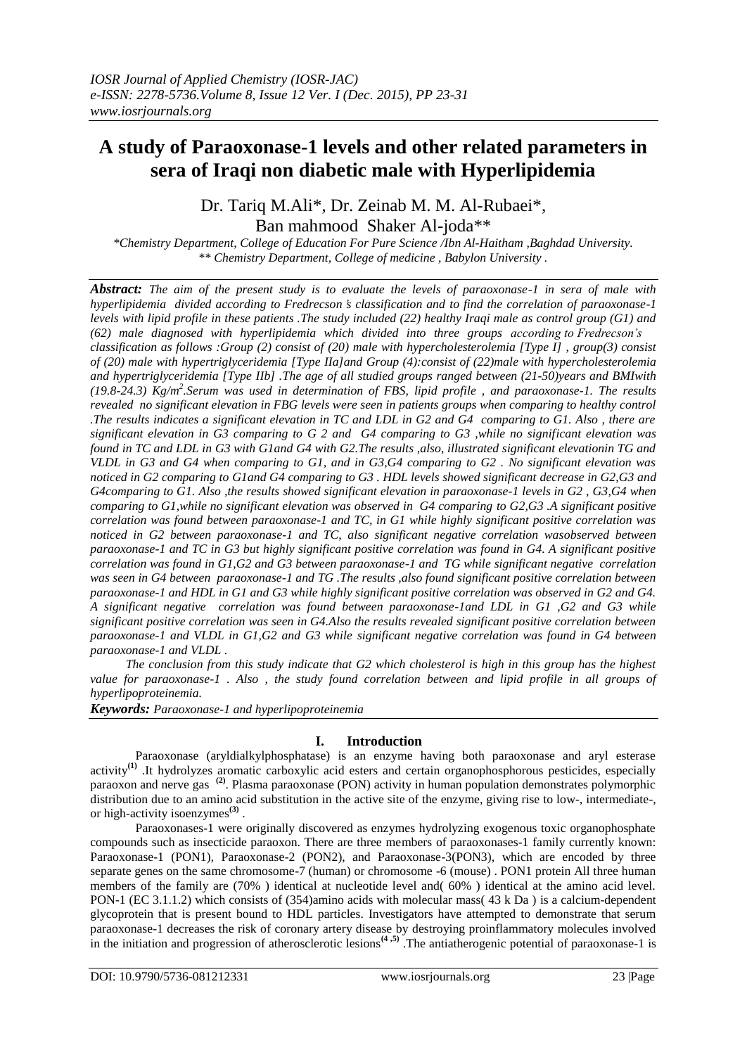# A study of Paraoxonase-1 levels and other related parameters in sera of Iraqi non diabetic male with Hyperlipidemia

Dr. Tariq M.Ali*, Dr. Zeinab M. M. Al-Rubaei*, Ban mahmood Shaker Al-joda**

*\*Chemistry Department, College of Education For Pure Science /Ibn Al-Haitham ,Baghdad University.*
*\*\* Chemistry Department, College of medicine , Babylon University .*

***Abstract:*** *The aim of the present study is to evaluate the levels of paraoxonase-1 in sera of male with hyperlipidemia divided according to Fredrecson's classification and to find the correlation of paraoxonase-1 levels with lipid profile in these patients .The study included (22) healthy Iraqi male as control group (G1) and (62) male diagnosed with hyperlipidemia which divided into three groups according to Fredrecson's classification as follows :Group (2) consist of (20) male with hypercholesterolemia [Type I] , group(3) consist of (20) male with hypertriglyceridemia [Type IIa]and Group (4):consist of (22)male with hypercholesterolemia and hypertriglyceridemia [Type IIb] .The age of all studied groups ranged between (21-50)years and BMIwith (19.8-24.3) Kg/m$^2$.Serum was used in determination of FBS, lipid profile , and paraoxonase-1. The results revealed no significant elevation in FBG levels were seen in patients groups when comparing to healthy control .The results indicates a significant elevation in TC and LDL in G2 and G4 comparing to G1. Also , there are significant elevation in G3 comparing to G 2 and G4 comparing to G3 ,while no significant elevation was found in TC and LDL in G3 with G1and G4 with G2.The results ,also, illustrated significant elevationin TG and VLDL in G3 and G4 when comparing to G1, and in G3,G4 comparing to G2 . No significant elevation was noticed in G2 comparing to G1and G4 comparing to G3 . HDL levels showed significant decrease in G2,G3 and G4comparing to G1. Also ,the results showed significant elevation in paraoxonase-1 levels in G2 , G3,G4 when comparing to G1,while no significant elevation was observed in G4 comparing to G2,G3 .A significant positive correlation was found between paraoxonase-1 and TC, in G1 while highly significant positive correlation was noticed in G2 between paraoxonase-1 and TC, also significant negative correlation wasobserved between paraoxonase-1 and TC in G3 but highly significant positive correlation was found in G4. A significant positive correlation was found in G1,G2 and G3 between paraoxonase-1 and TG while significant negative correlation was seen in G4 between paraoxonase-1 and TG .The results ,also found significant positive correlation between paraoxonase-1 and HDL in G1 and G3 while highly significant positive correlation was observed in G2 and G4. A significant negative correlation was found between paraoxonase-1and LDL in G1 ,G2 and G3 while significant positive correlation was seen in G4.Also the results revealed significant positive correlation between paraoxonase-1 and VLDL in G1,G2 and G3 while significant negative correlation was found in G4 between paraoxonase-1 and VLDL .*

*The conclusion from this study indicate that G2 which cholesterol is high in this group has the highest value for paraoxonase-1 . Also , the study found correlation between and lipid profile in all groups of hyperlipoproteinemia.*

***Keywords:*** *Paraoxonase-1 and hyperlipoproteinemia*

## I. Introduction

Paraoxonase (aryldialkylphosphatase) is an enzyme having both paraoxonase and aryl esterase activity[1] .It hydrolyzes aromatic carboxylic acid esters and certain organophosphorous pesticides, especially paraoxon and nerve gas [2]. Plasma paraoxonase (PON) activity in human population demonstrates polymorphic distribution due to an amino acid substitution in the active site of the enzyme, giving rise to low-, intermediate-, or high-activity isoenzymes[3] .

Paraoxonases-1 were originally discovered as enzymes hydrolyzing exogenous toxic organophosphate compounds such as insecticide paraoxon. There are three members of paraoxonases-1 family currently known: Paraoxonase-1 (PON1), Paraoxonase-2 (PON2), and Paraoxonase-3(PON3), which are encoded by three separate genes on the same chromosome-7 (human) or chromosome -6 (mouse) . PON1 protein All three human members of the family are (70% ) identical at nucleotide level and( 60% ) identical at the amino acid level. PON-1 (EC 3.1.1.2) which consists of (354)amino acids with molecular mass( 43 k Da ) is a calcium-dependent glycoprotein that is present bound to HDL particles. Investigators have attempted to demonstrate that serum paraoxonase-1 decreases the risk of coronary artery disease by destroying proinflammatory molecules involved in the initiation and progression of atherosclerotic lesions[4,5] .The antiatherogenic potential of paraoxonase-1 is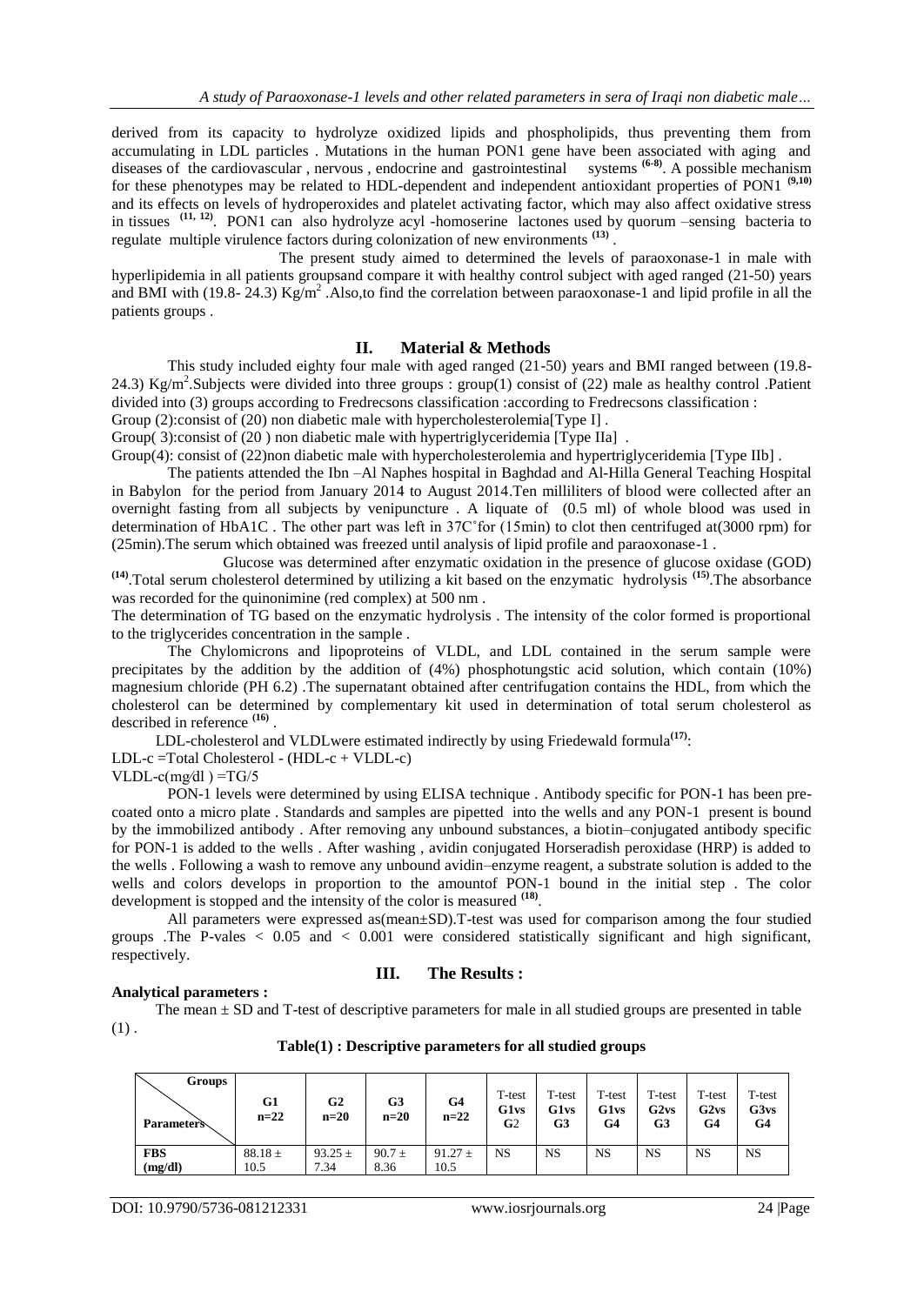derived from its capacity to hydrolyze oxidized lipids and phospholipids, thus preventing them from accumulating in LDL particles . Mutations in the human PON1 gene have been associated with aging and diseases of the cardiovascular , nervous , endocrine and gastrointestinal systems [6-8]. A possible mechanism for these phenotypes may be related to HDL-dependent and independent antioxidant properties of PON1 [9,10] and its effects on levels of hydroperoxides and platelet activating factor, which may also affect oxidative stress in tissues [11, 12]. PON1 can also hydrolyze acyl -homoserine lactones used by quorum –sensing bacteria to regulate multiple virulence factors during colonization of new environments [13] .

The present study aimed to determined the levels of paraoxonase-1 in male with hyperlipidemia in all patients groupsand compare it with healthy control subject with aged ranged (21-50) years and BMI with (19.8- 24.3) $Kg/m^2$ .Also,to find the correlation between paraoxonase-1 and lipid profile in all the patients groups .

## II. Material & Methods

This study included eighty four male with aged ranged (21-50) years and BMI ranged between (19.8-24.3) $Kg/m^2$.Subjects were divided into three groups : group(1) consist of (22) male as healthy control .Patient divided into (3) groups according to Fredrecsons classification :according to Fredrecsons classification :

Group (2):consist of (20) non diabetic male with hypercholesterolemia[Type I] .

Group( 3):consist of (20 ) non diabetic male with hypertriglyceridemia [Type IIa] .

Group(4): consist of (22)non diabetic male with hypercholesterolemia and hypertriglyceridemia [Type IIb] .

The patients attended the Ibn –Al Naphes hospital in Baghdad and Al-Hilla General Teaching Hospital in Babylon for the period from January 2014 to August 2014.Ten milliliters of blood were collected after an overnight fasting from all subjects by venipuncture . A liquate of (0.5 ml) of whole blood was used in determination of HbA1C . The other part was left in 37C˚for (15min) to clot then centrifuged at(3000 rpm) for (25min).The serum which obtained was freezed until analysis of lipid profile and paraoxonase-1 .

Glucose was determined after enzymatic oxidation in the presence of glucose oxidase (GOD) [14].Total serum cholesterol determined by utilizing a kit based on the enzymatic hydrolysis [15].The absorbance was recorded for the quinonimine (red complex) at 500 nm .

The determination of TG based on the enzymatic hydrolysis . The intensity of the color formed is proportional to the triglycerides concentration in the sample .

The Chylomicrons and lipoproteins of VLDL, and LDL contained in the serum sample were precipitates by the addition by the addition of (4%) phosphotungstic acid solution, which contain (10%) magnesium chloride (PH 6.2) .The supernatant obtained after centrifugation contains the HDL, from which the cholesterol can be determined by complementary kit used in determination of total serum cholesterol as described in reference [16] .

LDL-cholesterol and VLDLwere estimated indirectly by using Friedewald formula[17]:

LDL-c =Total Cholesterol - (HDL-c + VLDL-c)

VLDL-c(mg/dl ) =TG/5

PON-1 levels were determined by using ELISA technique . Antibody specific for PON-1 has been pre-coated onto a micro plate . Standards and samples are pipetted into the wells and any PON-1 present is bound by the immobilized antibody . After removing any unbound substances, a biotin–conjugated antibody specific for PON-1 is added to the wells . After washing , avidin conjugated Horseradish peroxidase (HRP) is added to the wells . Following a wash to remove any unbound avidin–enzyme reagent, a substrate solution is added to the wells and colors develops in proportion to the amountof PON-1 bound in the initial step . The color development is stopped and the intensity of the color is measured [18].

All parameters were expressed as(mean±SD).T-test was used for comparison among the four studied groups .The P-vales < 0.05 and < 0.001 were considered statistically significant and high significant, respectively.

## III. The Results :

**Analytical parameters :**

The mean ± SD and T-test of descriptive parameters for male in all studied groups are presented in table (1) .

**Table(1) : Descriptive parameters for all studied groups**

| Groups / Parameters | G1 n=22 | G2 n=20 | G3 n=20 | G4 n=22 | T-test G1vs G2 | T-test G1vs G3 | T-test G1vs G4 | T-test G2vs G3 | T-test G2vs G4 | T-test G3vs G4 |
|---|---|---|---|---|---|---|---|---|---|---|
| **FBS (mg/dl)** | 88.18 ± 10.5 | 93.25 ± 7.34 | 90.7 ± 8.36 | 91.27 ± 10.5 | NS | NS | NS | NS | NS | NS |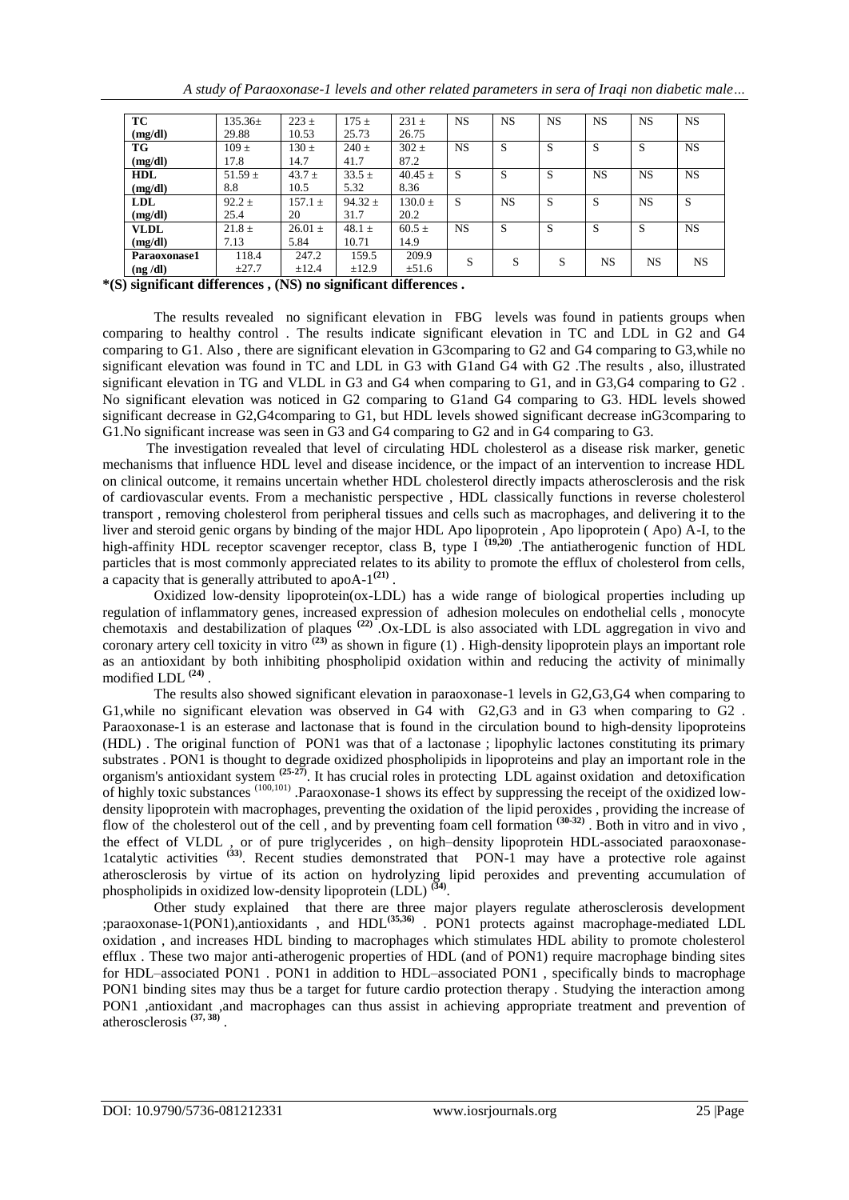| TC (mg/dl) | 135.36± 29.88 | 223 ± 10.53 | 175 ± 25.73 | 231 ± 26.75 | NS | NS | NS | NS | NS | NS |
|---|---|---|---|---|---|---|---|---|---|---|
| TG (mg/dl) | 109 ± 17.8 | 130 ± 14.7 | 240 ± 41.7 | 302 ± 87.2 | NS | S | S | S | S | NS |
| HDL (mg/dl) | 51.59 ± 8.8 | 43.7 ± 10.5 | 33.5 ± 5.32 | 40.45 ± 8.36 | S | S | S | NS | NS | NS |
| LDL (mg/dl) | 92.2 ± 25.4 | 157.1 ± 20 | 94.32 ± 31.7 | 130.0 ± 20.2 | S | NS | S | S | NS | S |
| VLDL (mg/dl) | 21.8 ± 7.13 | 26.01 ± 5.84 | 48.1 ± 10.71 | 60.5 ± 14.9 | NS | S | S | S | S | NS |
| Paraoxonase1 (ng /dl) | 118.4 ±27.7 | 247.2 ±12.4 | 159.5 ±12.9 | 209.9 ±51.6 | S | S | S | NS | NS | NS |

**\*(S) significant differences , (NS) no significant differences .**

The results revealed no significant elevation in FBG levels was found in patients groups when comparing to healthy control . The results indicate significant elevation in TC and LDL in G2 and G4 comparing to G1. Also , there are significant elevation in G3comparing to G2 and G4 comparing to G3,while no significant elevation was found in TC and LDL in G3 with G1and G4 with G2 .The results , also, illustrated significant elevation in TG and VLDL in G3 and G4 when comparing to G1, and in G3,G4 comparing to G2 . No significant elevation was noticed in G2 comparing to G1and G4 comparing to G3. HDL levels showed significant decrease in G2,G4comparing to G1, but HDL levels showed significant decrease inG3comparing to G1.No significant increase was seen in G3 and G4 comparing to G2 and in G4 comparing to G3.

The investigation revealed that level of circulating HDL cholesterol as a disease risk marker, genetic mechanisms that influence HDL level and disease incidence, or the impact of an intervention to increase HDL on clinical outcome, it remains uncertain whether HDL cholesterol directly impacts atherosclerosis and the risk of cardiovascular events. From a mechanistic perspective , HDL classically functions in reverse cholesterol transport , removing cholesterol from peripheral tissues and cells such as macrophages, and delivering it to the liver and steroid genic organs by binding of the major HDL Apo lipoprotein , Apo lipoprotein ( Apo) A-I, to the high-affinity HDL receptor scavenger receptor, class B, type I [19,20] .The antiatherogenic function of HDL particles that is most commonly appreciated relates to its ability to promote the efflux of cholesterol from cells, a capacity that is generally attributed to apoA-1[21] .

Oxidized low-density lipoprotein(ox-LDL) has a wide range of biological properties including up regulation of inflammatory genes, increased expression of adhesion molecules on endothelial cells , monocyte chemotaxis and destabilization of plaques [22] .Ox-LDL is also associated with LDL aggregation in vivo and coronary artery cell toxicity in vitro [23] as shown in figure (1) . High-density lipoprotein plays an important role as an antioxidant by both inhibiting phospholipid oxidation within and reducing the activity of minimally modified LDL [24] .

The results also showed significant elevation in paraoxonase-1 levels in G2,G3,G4 when comparing to G1,while no significant elevation was observed in G4 with G2,G3 and in G3 when comparing to G2 . Paraoxonase-1 is an esterase and lactonase that is found in the circulation bound to high-density lipoproteins (HDL) . The original function of PON1 was that of a lactonase ; lipophylic lactones constituting its primary substrates . PON1 is thought to degrade oxidized phospholipids in lipoproteins and play an important role in the organism's antioxidant system [25-27]. It has crucial roles in protecting LDL against oxidation and detoxification of highly toxic substances [100,101] .Paraoxonase-1 shows its effect by suppressing the receipt of the oxidized low-density lipoprotein with macrophages, preventing the oxidation of the lipid peroxides , providing the increase of flow of the cholesterol out of the cell , and by preventing foam cell formation [30-32] . Both in vitro and in vivo , the effect of VLDL , or of pure triglycerides , on high–density lipoprotein HDL-associated paraoxonase-1catalytic activities [33]. Recent studies demonstrated that PON-1 may have a protective role against atherosclerosis by virtue of its action on hydrolyzing lipid peroxides and preventing accumulation of phospholipids in oxidized low-density lipoprotein (LDL) [34].

Other study explained that there are three major players regulate atherosclerosis development ;paraoxonase-1(PON1),antioxidants , and HDL[35,36] . PON1 protects against macrophage-mediated LDL oxidation , and increases HDL binding to macrophages which stimulates HDL ability to promote cholesterol efflux . These two major anti-atherogenic properties of HDL (and of PON1) require macrophage binding sites for HDL–associated PON1 . PON1 in addition to HDL–associated PON1 , specifically binds to macrophage PON1 binding sites may thus be a target for future cardio protection therapy . Studying the interaction among PON1 ,antioxidant ,and macrophages can thus assist in achieving appropriate treatment and prevention of atherosclerosis [37, 38] .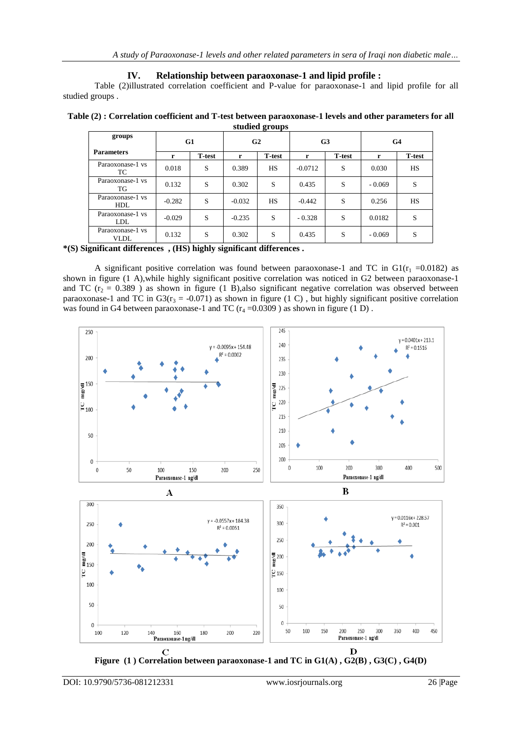## IV. Relationship between paraoxonase-1 and lipid profile :

Table (2)illustrated correlation coefficient and P-value for paraoxonase-1 and lipid profile for all studied groups .

**Table (2) : Correlation coefficient and T-test between paraoxonase-1 levels and other parameters for all studied groups**

| groups / Parameters | G1 | | G2 | | G3 | | G4 | |
|---|---|---|---|---|---|---|---|---|
| | r | T-test | r | T-test | r | T-test | r | T-test |
| Paraoxonase-1 vs TC | 0.018 | S | 0.389 | HS | -0.0712 | S | 0.030 | HS |
| Paraoxonase-1 vs TG | 0.132 | S | 0.302 | S | 0.435 | S | - 0.069 | S |
| Paraoxonase-1 vs HDL | -0.282 | S | -0.032 | HS | -0.442 | S | 0.256 | HS |
| Paraoxonase-1 vs LDL | -0.029 | S | -0.235 | S | - 0.328 | S | 0.0182 | S |
| Paraoxonase-1 vs VLDL | 0.132 | S | 0.302 | S | 0.435 | S | - 0.069 | S |

***(S) Significant differences , (HS) highly significant differences .**

A significant positive correlation was found between paraoxonase-1 and TC in G1($r_1$ =0.0182) as shown in figure (1 A),while highly significant positive correlation was noticed in G2 between paraoxonase-1 and TC ($r_2$ = 0.389 ) as shown in figure (1 B),also significant negative correlation was observed between paraoxonase-1 and TC in G3($r_3$ = -0.071) as shown in figure (1 C) , but highly significant positive correlation was found in G4 between paraoxonase-1 and TC ($r_4$ =0.0309 ) as shown in figure (1 D) .

**Figure (1 ) Correlation between paraoxonase-1 and TC in G1(A) , G2(B) , G3(C) , G4(D)**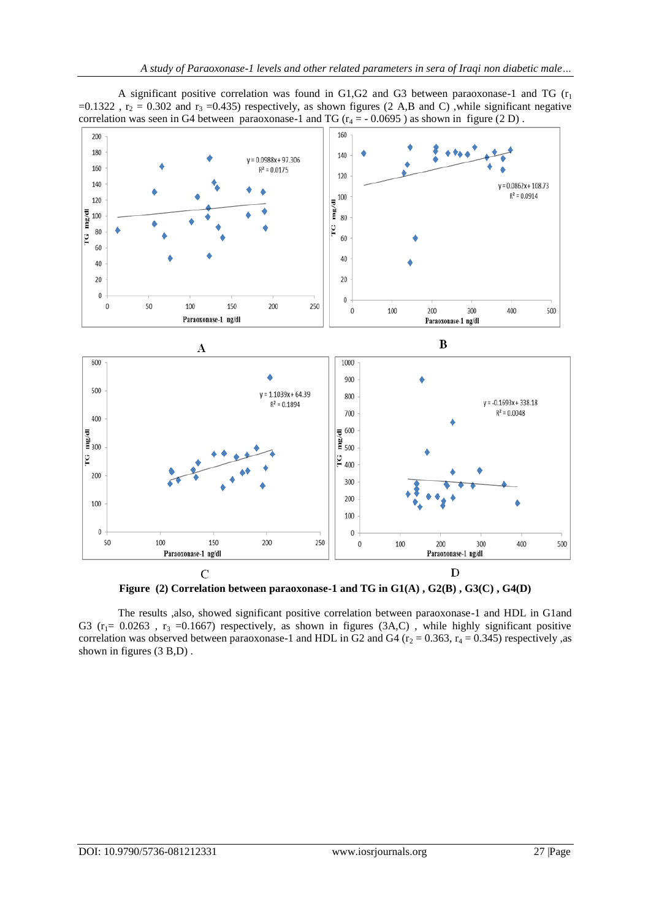A significant positive correlation was found in G1,G2 and G3 between paraoxonase-1 and TG ($r_1$ =0.1322 , $r_2$ = 0.302 and $r_3$ =0.435) respectively, as shown figures (2 A,B and C) ,while significant negative correlation was seen in G4 between paraoxonase-1 and TG ($r_4$ = - 0.0695 ) as shown in figure (2 D) .

**Figure (2) Correlation between paraoxonase-1 and TG in G1(A) , G2(B) , G3(C) , G4(D)**

The results ,also, showed significant positive correlation between paraoxonase-1 and HDL in G1and G3 ($r_1$= 0.0263 , $r_3$ =0.1667) respectively, as shown in figures (3A,C) , while highly significant positive correlation was observed between paraoxonase-1 and HDL in G2 and G4 ($r_2$ = 0.363, $r_4$ = 0.345) respectively ,as shown in figures (3 B,D) .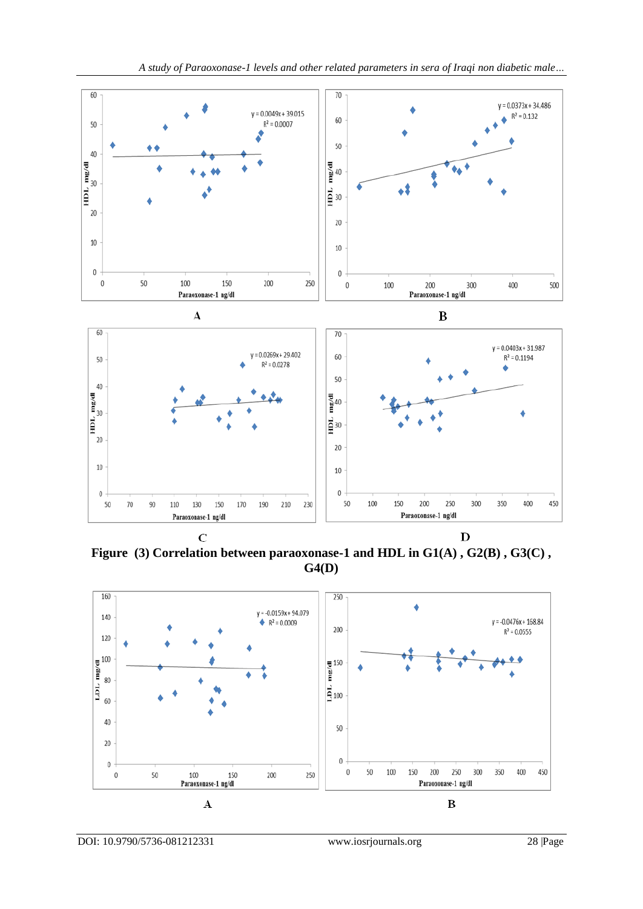A

B

C

D

**Figure (3) Correlation between paraoxonase-1 and HDL in G1(A) , G2(B) , G3(C) , G4(D)**

A

B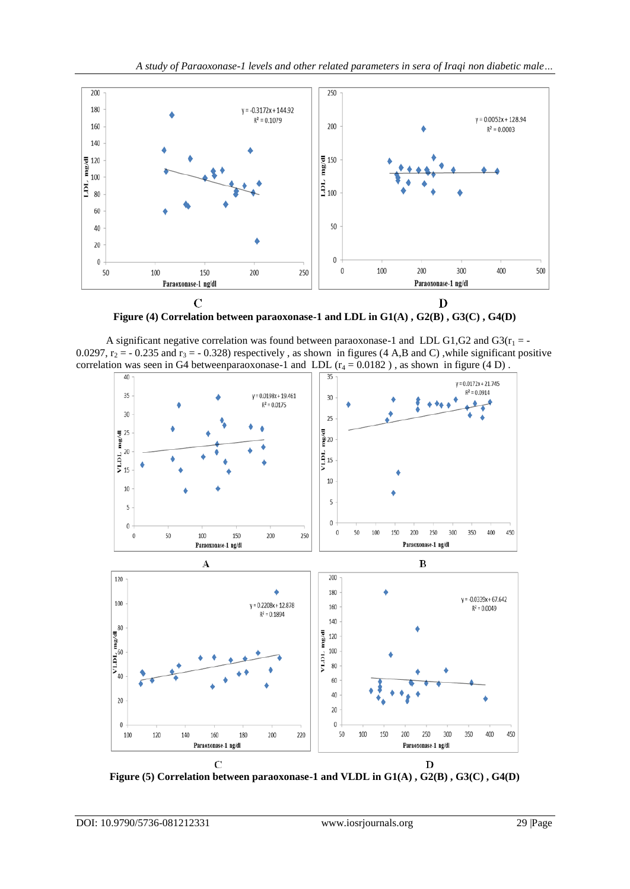C D

**Figure (4) Correlation between paraoxonase-1 and LDL in G1(A) , G2(B) , G3(C) , G4(D)**

A significant negative correlation was found between paraoxonase-1 and LDL G1,G2 and G3($r_1$ = -0.0297, $r_2$ = - 0.235 and $r_3$ = - 0.328) respectively , as shown in figures (4 A,B and C) ,while significant positive correlation was seen in G4 betweenparaoxonase-1 and LDL ($r_4$ = 0.0182 ) , as shown in figure (4 D) .

A B

C D

**Figure (5) Correlation between paraoxonase-1 and VLDL in G1(A) , G2(B) , G3(C) , G4(D)**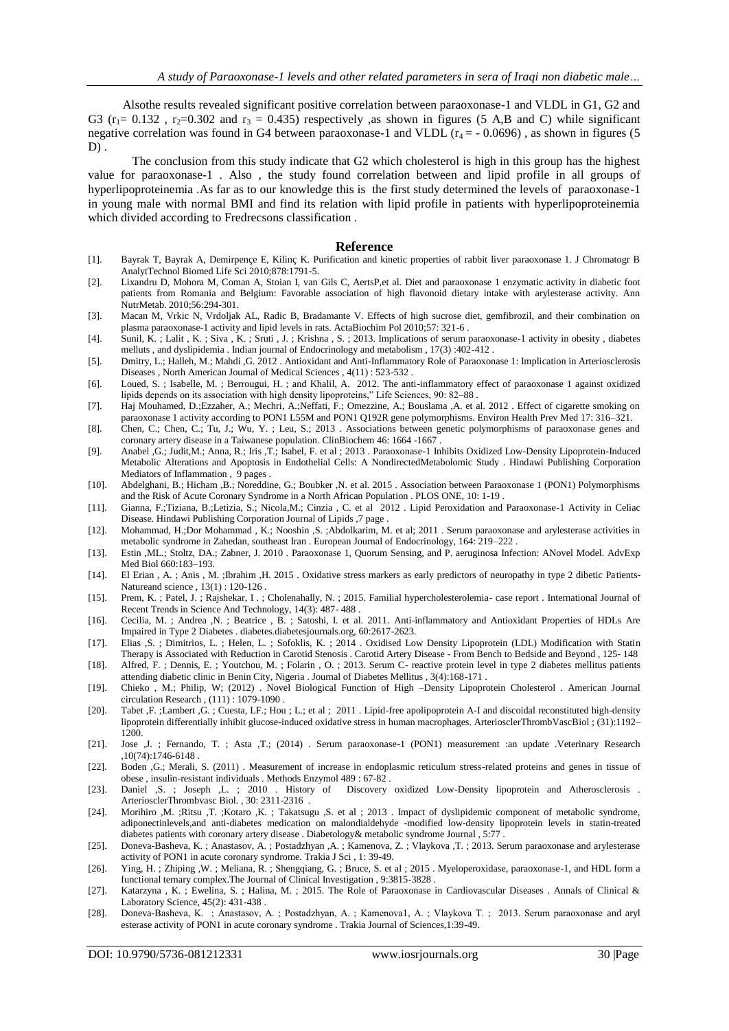Alsothe results revealed significant positive correlation between paraoxonase-1 and VLDL in G1, G2 and G3 ($r_1$= 0.132 , $r_2$=0.302 and $r_3$ = 0.435) respectively ,as shown in figures (5 A,B and C) while significant negative correlation was found in G4 between paraoxonase-1 and VLDL ($r_4$ = - 0.0696) , as shown in figures (5 D) .

The conclusion from this study indicate that G2 which cholesterol is high in this group has the highest value for paraoxonase-1 . Also , the study found correlation between and lipid profile in all groups of hyperlipoproteinemia .As far as to our knowledge this is the first study determined the levels of paraoxonase-1 in young male with normal BMI and find its relation with lipid profile in patients with hyperlipoproteinemia which divided according to Fredrecsons classification .

## Reference

[1]. Bayrak T, Bayrak A, Demirpençe E, Kilinç K. Purification and kinetic properties of rabbit liver paraoxonase 1. J Chromatogr B AnalytTechnol Biomed Life Sci 2010;878:1791-5.

[2]. Lixandru D, Mohora M, Coman A, Stoian I, van Gils C, AertsP,et al. Diet and paraoxonase 1 enzymatic activity in diabetic foot patients from Romania and Belgium: Favorable association of high flavonoid dietary intake with arylesterase activity. Ann NutrMetab. 2010;56:294-301.

[3]. Macan M, Vrkic N, Vrdoljak AL, Radic B, Bradamante V. Effects of high sucrose diet, gemfibrozil, and their combination on plasma paraoxonase-1 activity and lipid levels in rats. ActaBiochim Pol 2010;57: 321-6 .

[4]. Sunil, K. ; Lalit , K. ; Siva , K. ; Sruti , J. ; Krishna , S. ; 2013. Implications of serum paraoxonase-1 activity in obesity , diabetes melluts , and dyslipidemia . Indian journal of Endocrinology and metabolism , 17(3) :402-412 .

[5]. Dmitry, L.; Halleh, M.; Mahdi ,G. 2012 . Antioxidant and Anti-Inflammatory Role of Paraoxonase 1: Implication in Arteriosclerosis Diseases , North American Journal of Medical Sciences , 4(11) : 523-532 .

[6]. Loued, S. ; Isabelle, M. ; Berrougui, H. ; and Khalil, A. 2012. The anti-inflammatory effect of paraoxonase 1 against oxidized lipids depends on its association with high density lipoproteins," Life Sciences, 90: 82–88 .

[7]. Haj Mouhamed, D.;Ezzaher, A.; Mechri, A.;Neffati, F.; Omezzine, A.; Bouslama ,A. et al. 2012 . Effect of cigarette smoking on paraoxonase 1 activity according to PON1 L55M and PON1 Q192R gene polymorphisms. Environ Health Prev Med 17: 316–321.

[8]. Chen, C.; Chen, C.; Tu, J.; Wu, Y. ; Leu, S.; 2013 . Associations between genetic polymorphisms of paraoxonase genes and coronary artery disease in a Taiwanese population. ClinBiochem 46: 1664 -1667 .

[9]. Anabel ,G.; Judit,M.; Anna, R.; Iris ,T.; Isabel, F. et al ; 2013 . Paraoxonase-1 Inhibits Oxidized Low-Density Lipoprotein-Induced Metabolic Alterations and Apoptosis in Endothelial Cells: A NondirectedMetabolomic Study . Hindawi Publishing Corporation Mediators of Inflammation , 9 pages .

[10]. Abdelghani, B.; Hicham ,B.; Noreddine, G.; Boubker ,N. et al. 2015 . Association between Paraoxonase 1 (PON1) Polymorphisms and the Risk of Acute Coronary Syndrome in a North African Population . PLOS ONE, 10: 1-19 .

[11]. Gianna, F.;Tiziana, B.;Letizia, S.; Nicola,M.; Cinzia , C. et al 2012 . Lipid Peroxidation and Paraoxonase-1 Activity in Celiac Disease. Hindawi Publishing Corporation Journal of Lipids ,7 page .

[12]. Mohammad, H.;Dor Mohammad , K.; Nooshin ,S. ;Abdolkarim, M. et al; 2011 . Serum paraoxonase and arylesterase activities in metabolic syndrome in Zahedan, southeast Iran . European Journal of Endocrinology, 164: 219–222 .

[13]. Estin ,ML.; Stoltz, DA.; Zabner, J. 2010 . Paraoxonase 1, Quorum Sensing, and P. aeruginosa Infection: ANovel Model. AdvExp Med Biol 660:183–193.

[14]. El Erian , A. ; Anis , M. ;Ibrahim ,H. 2015 . Oxidative stress markers as early predictors of neuropathy in type 2 dibetic Patients- Natureand science , 13(1) : 120-126 .

[15]. Prem, K. ; Patel, J. ; Rajshekar, I . ; Cholenahally, N. ; 2015. Familial hypercholesterolemia- case report . International Journal of Recent Trends in Science And Technology, 14(3): 487- 488 .

[16]. Cecilia, M. ; Andrea ,N. ; Beatrice , B. ; Satoshi, I. et al. 2011. Anti-inflammatory and Antioxidant Properties of HDLs Are Impaired in Type 2 Diabetes . diabetes.diabetesjournals.org, 60:2617-2623.

[17]. Elias ,S. ; Dimitrios, L. ; Helen, L. ; Sofoklis, K. ; 2014 . Oxidised Low Density Lipoprotein (LDL) Modification with Statin Therapy is Associated with Reduction in Carotid Stenosis . Carotid Artery Disease - From Bench to Bedside and Beyond , 125- 148

[18]. Alfred, F. ; Dennis, E. ; Youtchou, M. ; Folarin , O. ; 2013. Serum C- reactive protein level in type 2 diabetes mellitus patients attending diabetic clinic in Benin City, Nigeria . Journal of Diabetes Mellitus , 3(4):168-171 .

[19]. Chieko , M.; Philip, W; (2012) . Novel Biological Function of High –Density Lipoprotein Cholesterol . American Journal circulation Research , (111) : 1079-1090 .

[20]. Tabet ,F. ;Lambert ,G. ; Cuesta, LF.; Hou ; L.; et al ; 2011 . Lipid-free apolipoprotein A-I and discoidal reconstituted high-density lipoprotein differentially inhibit glucose-induced oxidative stress in human macrophages. ArteriosclerThrombVascBiol ; (31):1192–1200.

[21]. Jose ,J. ; Fernando, T. ; Asta ,T.; (2014) . Serum paraoxonase-1 (PON1) measurement :an update .Veterinary Research ,10(74):1746-6148 .

[22]. Boden ,G.; Merali, S. (2011) . Measurement of increase in endoplasmic reticulum stress-related proteins and genes in tissue of obese , insulin-resistant individuals . Methods Enzymol 489 : 67-82 .

[23]. Daniel ,S. ; Joseph ,L. ; 2010 . History of Discovery oxidized Low-Density lipoprotein and Atherosclerosis . ArteriosclerThrombvasc Biol. , 30: 2311-2316 .

[24]. Morihiro ,M. ;Ritsu ,T. ;Kotaro ,K. ; Takatsugu ,S. et al ; 2013 . Impact of dyslipidemic component of metabolic syndrome, adiponectinlevels,and anti-diabetes medication on malondialdehyde -modified low-density lipoprotein levels in statin-treated diabetes patients with coronary artery disease . Diabetology& metabolic syndrome Journal , 5:77 .

[25]. Doneva-Basheva, K. ; Anastasov, A. ; Postadzhyan ,A. ; Kamenova, Z. ; Vlaykova ,T. ; 2013. Serum paraoxonase and arylesterase activity of PON1 in acute coronary syndrome. Trakia J Sci , 1: 39-49.

[26]. Ying, H. ; Zhiping ,W. ; Meliana, R. ; Shengqiang, G. ; Bruce, S. et al ; 2015 . Myeloperoxidase, paraoxonase-1, and HDL form a functional ternary complex.The Journal of Clinical Investigation , 9:3815-3828 .

[27]. Katarzyna , K. ; Ewelina, S. ; Halina, M. ; 2015. The Role of Paraoxonase in Cardiovascular Diseases . Annals of Clinical & Laboratory Science, 45(2): 431-438 .

[28]. Doneva-Basheva, K. ; Anastasov, A. ; Postadzhyan, A. ; Kamenova1, A. ; Vlaykova T. ; 2013. Serum paraoxonase and aryl esterase activity of PON1 in acute coronary syndrome . Trakia Journal of Sciences,1:39-49.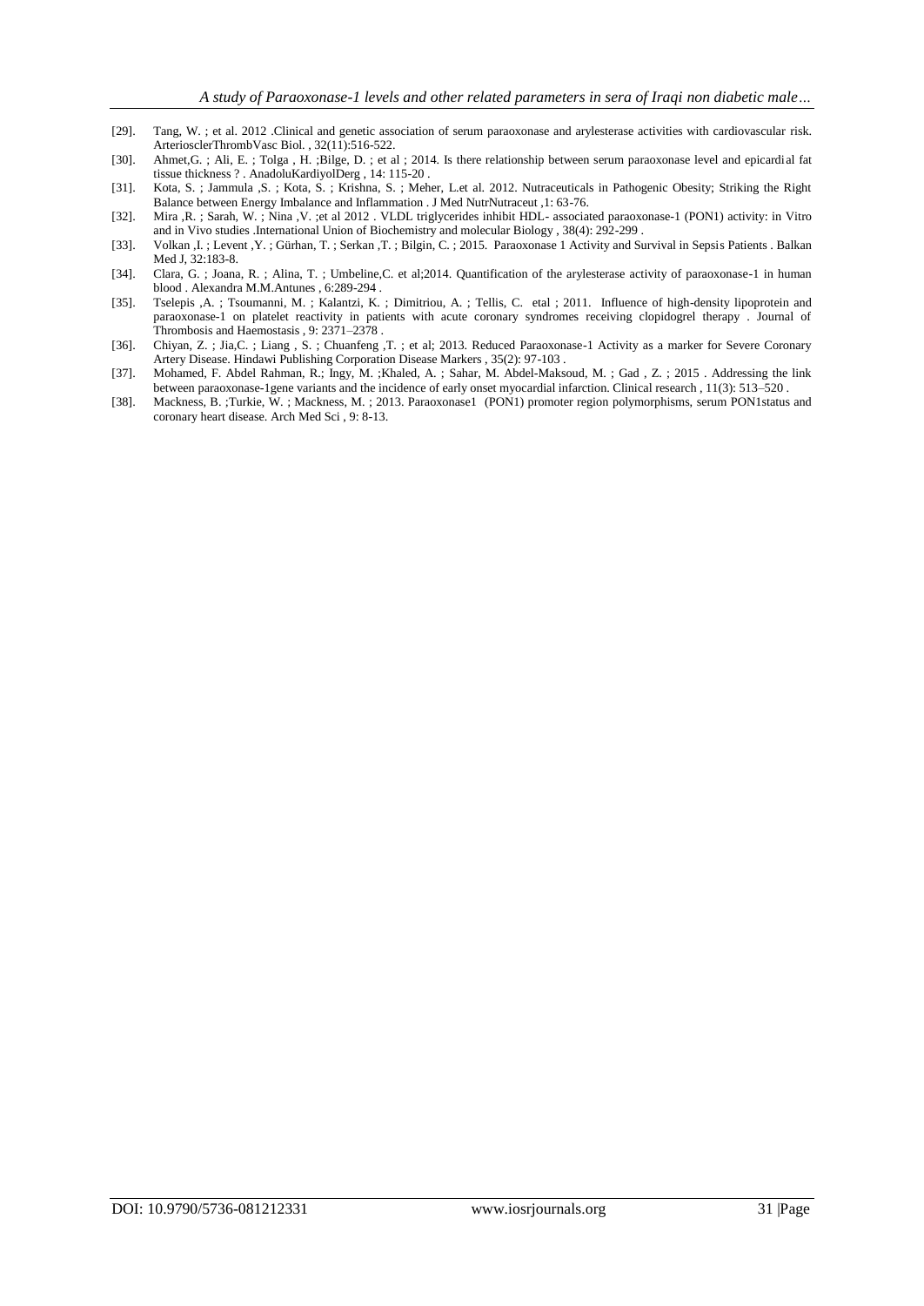[29]. Tang, W. ; et al. 2012 .Clinical and genetic association of serum paraoxonase and arylesterase activities with cardiovascular risk. ArteriosclerThrombVasc Biol. , 32(11):516-522.

[30]. Ahmet,G. ; Ali, E. ; Tolga , H. ;Bilge, D. ; et al ; 2014. Is there relationship between serum paraoxonase level and epicardial fat tissue thickness ? . AnadoluKardiyolDerg , 14: 115-20 .

[31]. Kota, S. ; Jammula ,S. ; Kota, S. ; Krishna, S. ; Meher, L.et al. 2012. Nutraceuticals in Pathogenic Obesity; Striking the Right Balance between Energy Imbalance and Inflammation . J Med NutrNutraceut ,1: 63-76.

[32]. Mira ,R. ; Sarah, W. ; Nina ,V. ;et al 2012 . VLDL triglycerides inhibit HDL- associated paraoxonase-1 (PON1) activity: in Vitro and in Vivo studies .International Union of Biochemistry and molecular Biology , 38(4): 292-299 .

[33]. Volkan ,I. ; Levent ,Y. ; Gürhan, T. ; Serkan ,T. ; Bilgin, C. ; 2015. Paraoxonase 1 Activity and Survival in Sepsis Patients . Balkan Med J, 32:183-8.

[34]. Clara, G. ; Joana, R. ; Alina, T. ; Umbeline,C. et al;2014. Quantification of the arylesterase activity of paraoxonase-1 in human blood . Alexandra M.M.Antunes , 6:289-294 .

[35]. Tselepis ,A. ; Tsoumanni, M. ; Kalantzi, K. ; Dimitriou, A. ; Tellis, C. etal ; 2011. Influence of high-density lipoprotein and paraoxonase-1 on platelet reactivity in patients with acute coronary syndromes receiving clopidogrel therapy . Journal of Thrombosis and Haemostasis , 9: 2371–2378 .

[36]. Chiyan, Z. ; Jia,C. ; Liang , S. ; Chuanfeng ,T. ; et al; 2013. Reduced Paraoxonase-1 Activity as a marker for Severe Coronary Artery Disease. Hindawi Publishing Corporation Disease Markers , 35(2): 97-103 .

[37]. Mohamed, F. Abdel Rahman, R.; Ingy, M. ;Khaled, A. ; Sahar, M. Abdel-Maksoud, M. ; Gad , Z. ; 2015 . Addressing the link between paraoxonase-1gene variants and the incidence of early onset myocardial infarction. Clinical research , 11(3): 513–520 .

[38]. Mackness, B. ;Turkie, W. ; Mackness, M. ; 2013. Paraoxonase1 (PON1) promoter region polymorphisms, serum PON1status and coronary heart disease. Arch Med Sci , 9: 8-13.